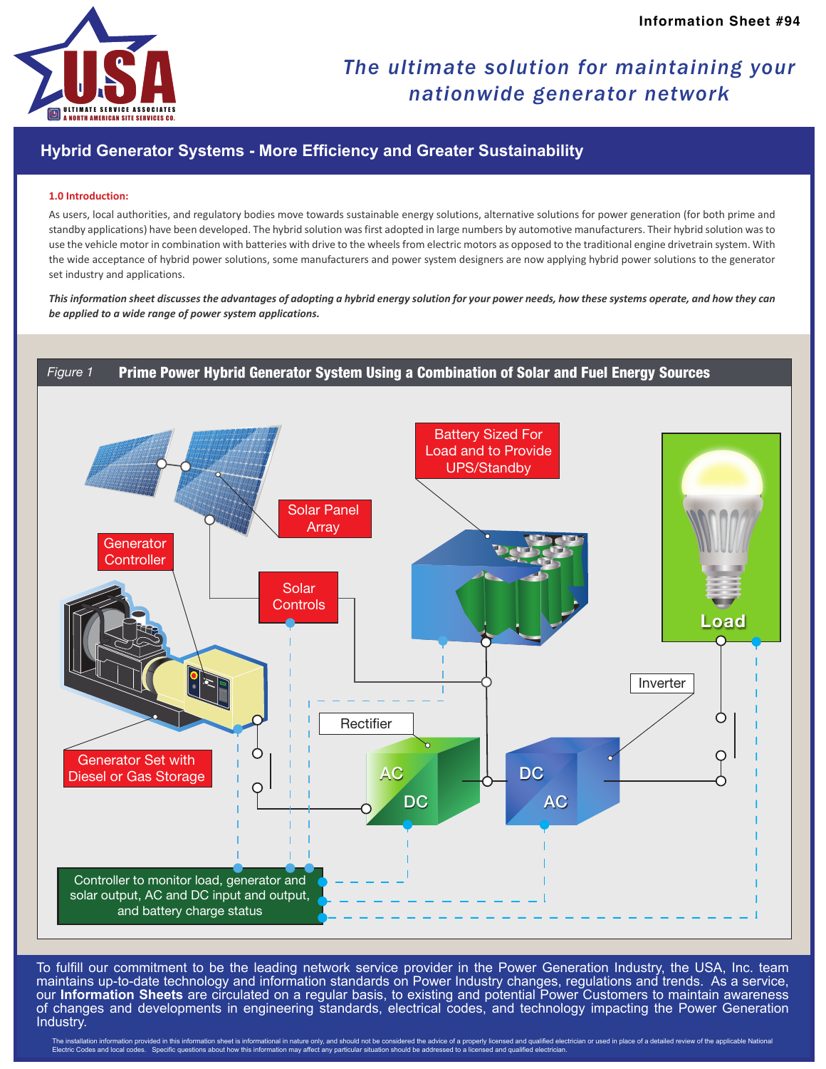Information Sheet #94

# The ultimate solution for maintaining your nationwide generator network

## Hybrid Generator Systems - More Efficiency and Greater Sustainability

### 1.0 Introduction:

As users, local authorities, and regulatory bodies move towards sustainable energy solutions, alternative solutions for power generation (for both prime and standby applications) have been developed. The hybrid solution was first adopted in large numbers by automotive manufacturers. Their hybrid solution was to use the vehicle motor in combination with batteries with drive to the wheels from electric motors as opposed to the traditional engine drivetrain system. With the wide acceptance of hybrid power solutions, some manufacturers and power system designers are now applying hybrid power solutions to the generator set industry and applications.

***This information sheet discusses the advantages of adopting a hybrid energy solution for your power needs, how these systems operate, and how they can be applied to a wide range of power system applications.***

*Figure 1* **Prime Power Hybrid Generator System Using a Combination of Solar and Fuel Energy Sources**

Solar Panel Array

Battery Sized For Load and to Provide UPS/Standby

Load

Generator Controller

Solar Controls

Generator Set with Diesel or Gas Storage

Rectifier (AC / DC)

Inverter (DC / AC)

Controller to monitor load, generator and solar output, AC and DC input and output, and battery charge status

To fulfill our commitment to be the leading network service provider in the Power Generation Industry, the USA, Inc. team maintains up-to-date technology and information standards on Power Industry changes, regulations and trends. As a service, our **Information Sheets** are circulated on a regular basis, to existing and potential Power Customers to maintain awareness of changes and developments in engineering standards, electrical codes, and technology impacting the Power Generation Industry.

The installation information provided in this information sheet is informational in nature only, and should not be considered the advice of a properly licensed and qualified electrician or used in place of a detailed review of the applicable National Electric Codes and local codes. Specific questions about how this information may affect any particular situation should be addressed to a licensed and qualified electrician.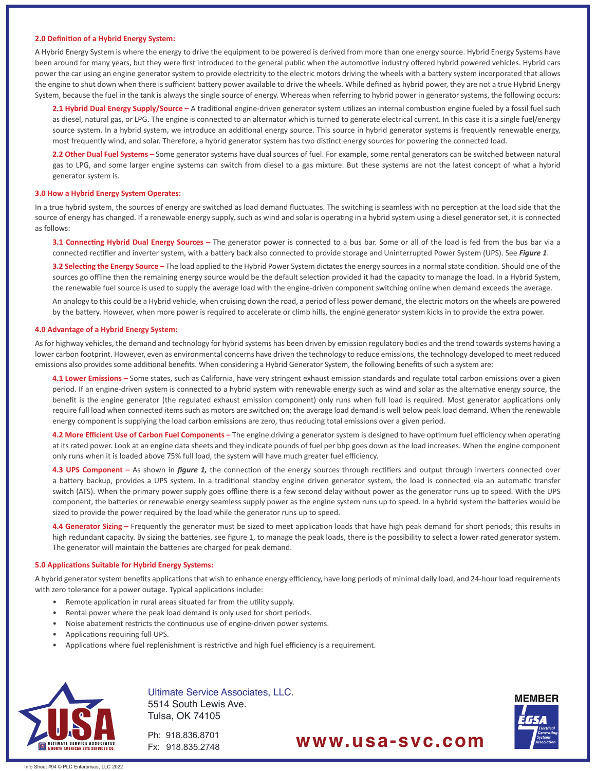## 2.0 Definition of a Hybrid Energy System:

A Hybrid Energy System is where the energy to drive the equipment to be powered is derived from more than one energy source. Hybrid Energy Systems have been around for many years, but they were first introduced to the general public when the automotive industry offered hybrid powered vehicles. Hybrid cars power the car using an engine generator system to provide electricity to the electric motors driving the wheels with a battery system incorporated that allows the engine to shut down when there is sufficient battery power available to drive the wheels. While defined as hybrid power, they are not a true Hybrid Energy System, because the fuel in the tank is always the single source of energy. Whereas when referring to hybrid power in generator systems, the following occurs:

**2.1 Hybrid Dual Energy Supply/Source –** A traditional engine-driven generator system utilizes an internal combustion engine fueled by a fossil fuel such as diesel, natural gas, or LPG. The engine is connected to an alternator which is turned to generate electrical current. In this case it is a single fuel/energy source system. In a hybrid system, we introduce an additional energy source. This source in hybrid generator systems is frequently renewable energy, most frequently wind, and solar. Therefore, a hybrid generator system has two distinct energy sources for powering the connected load.

**2.2 Other Dual Fuel Systems –** Some generator systems have dual sources of fuel. For example, some rental generators can be switched between natural gas to LPG, and some larger engine systems can switch from diesel to a gas mixture. But these systems are not the latest concept of what a hybrid generator system is.

## 3.0 How a Hybrid Energy System Operates:

In a true hybrid system, the sources of energy are switched as load demand fluctuates. The switching is seamless with no perception at the load side that the source of energy has changed. If a renewable energy supply, such as wind and solar is operating in a hybrid system using a diesel generator set, it is connected as follows:

**3.1 Connecting Hybrid Dual Energy Sources –** The generator power is connected to a bus bar. Some or all of the load is fed from the bus bar via a connected rectifier and inverter system, with a battery back also connected to provide storage and Uninterrupted Power System (UPS). See ***Figure 1***.

**3.2 Selecting the Energy Source –** The load applied to the Hybrid Power System dictates the energy sources in a normal state condition. Should one of the sources go offline then the remaining energy source would be the default selection provided it had the capacity to manage the load. In a Hybrid System, the renewable fuel source is used to supply the average load with the engine-driven component switching online when demand exceeds the average.

An analogy to this could be a Hybrid vehicle, when cruising down the road, a period of less power demand, the electric motors on the wheels are powered by the battery. However, when more power is required to accelerate or climb hills, the engine generator system kicks in to provide the extra power.

## 4.0 Advantage of a Hybrid Energy System:

As for highway vehicles, the demand and technology for hybrid systems has been driven by emission regulatory bodies and the trend towards systems having a lower carbon footprint. However, even as environmental concerns have driven the technology to reduce emissions, the technology developed to meet reduced emissions also provides some additional benefits. When considering a Hybrid Generator System, the following benefits of such a system are:

**4.1 Lower Emissions –** Some states, such as California, have very stringent exhaust emission standards and regulate total carbon emissions over a given period. If an engine-driven system is connected to a hybrid system with renewable energy such as wind and solar as the alternative energy source, the benefit is the engine generator (the regulated exhaust emission component) only runs when full load is required. Most generator applications only require full load when connected items such as motors are switched on; the average load demand is well below peak load demand. When the renewable energy component is supplying the load carbon emissions are zero, thus reducing total emissions over a given period.

**4.2 More Efficient Use of Carbon Fuel Components –** The engine driving a generator system is designed to have optimum fuel efficiency when operating at its rated power. Look at an engine data sheets and they indicate pounds of fuel per bhp goes down as the load increases. When the engine component only runs when it is loaded above 75% full load, the system will have much greater fuel efficiency.

**4.3 UPS Component –** As shown in ***figure 1,*** the connection of the energy sources through rectifiers and output through inverters connected over a battery backup, provides a UPS system. In a traditional standby engine driven generator system, the load is connected via an automatic transfer switch (ATS). When the primary power supply goes offline there is a few second delay without power as the generator runs up to speed. With the UPS component, the batteries or renewable energy seamless supply power as the engine system runs up to speed. In a hybrid system the batteries would be sized to provide the power required by the load while the generator runs up to speed.

**4.4 Generator Sizing –** Frequently the generator must be sized to meet application loads that have high peak demand for short periods; this results in high redundant capacity. By sizing the batteries, see figure 1, to manage the peak loads, there is the possibility to select a lower rated generator system. The generator will maintain the batteries are charged for peak demand.

## 5.0 Applications Suitable for Hybrid Energy Systems:

A hybrid generator system benefits applications that wish to enhance energy efficiency, have long periods of minimal daily load, and 24-hour load requirements with zero tolerance for a power outage. Typical applications include:

- Remote application in rural areas situated far from the utility supply.
- Rental power where the peak load demand is only used for short periods.
- Noise abatement restricts the continuous use of engine-driven power systems.
- Applications requiring full UPS.
- Applications where fuel replenishment is restrictive and high fuel efficiency is a requirement.

USA
ULTIMATE SERVICE ASSOCIATES
A NORTH AMERICAN SITE SERVICES CO.

Ultimate Service Associates, LLC.
5514 South Lewis Ave.
Tulsa, OK 74105

Ph: 918.836.8701
Fx: 918.835.2748

**www.usa-svc.com**

MEMBER
EGSA
Electrical Generating Systems Association

Info Sheet #94 © PLC Enterprises, LLC 2022